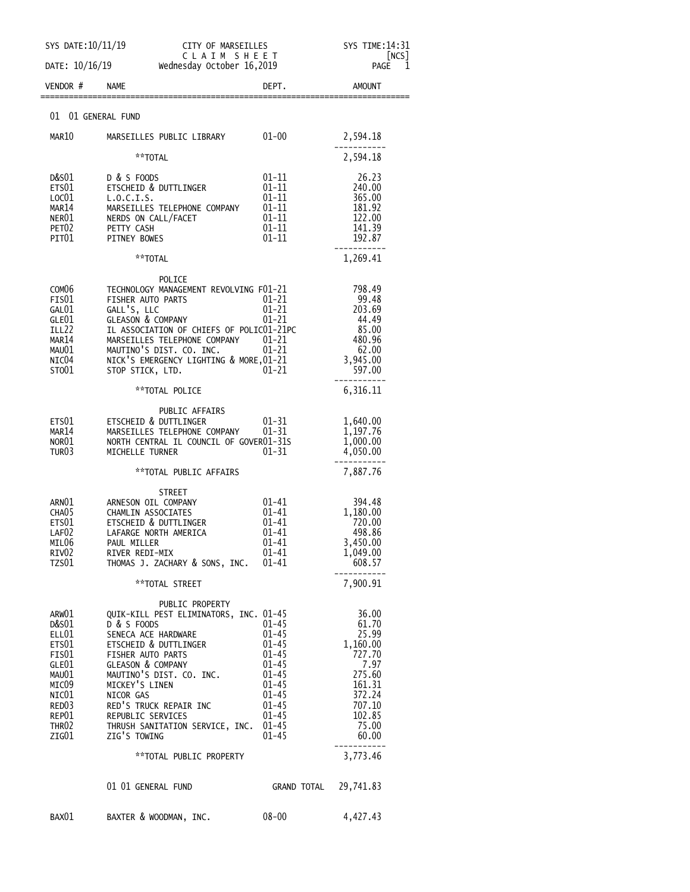SYS DATE:10/11/19 CITY OF MARSEILLES SYS TIME:14:31

C L A I M S H E E T [NCS]

DATE: 10/16/19 Wednesday October 16,2019

| VENDOR # | NAME | DEPT. | AMOUNT |
|---|---|---|---|
| | **01 01 GENERAL FUND** | | |
| MAR10 | MARSEILLES PUBLIC LIBRARY | 01-00 | 2,594.18 |
| | **TOTAL | | 2,594.18 |
| D&S01 | D & S FOODS | 01-11 | 26.23 |
| ETS01 | ETSCHEID & DUTTLINGER | 01-11 | 240.00 |
| LOC01 | L.O.C.I.S. | 01-11 | 365.00 |
| MAR14 | MARSEILLES TELEPHONE COMPANY | 01-11 | 181.92 |
| NER01 | NERDS ON CALL/FACET | 01-11 | 122.00 |
| PET02 | PETTY CASH | 01-11 | 141.39 |
| PIT01 | PITNEY BOWES | 01-11 | 192.87 |
| | **TOTAL | | 1,269.41 |
| | POLICE | | |
| COM06 | TECHNOLOGY MANAGEMENT REVOLVING F | 01-21 | 798.49 |
| FIS01 | FISHER AUTO PARTS | 01-21 | 99.48 |
| GAL01 | GALL'S, LLC | 01-21 | 203.69 |
| GLE01 | GLEASON & COMPANY | 01-21 | 44.49 |
| ILL22 | IL ASSOCIATION OF CHIEFS OF POLIC | 01-21PC | 85.00 |
| MAR14 | MARSEILLES TELEPHONE COMPANY | 01-21 | 480.96 |
| MAU01 | MAUTINO'S DIST. CO. INC. | 01-21 | 62.00 |
| NIC04 | NICK'S EMERGENCY LIGHTING & MORE, | 01-21 | 3,945.00 |
| STO01 | STOP STICK, LTD. | 01-21 | 597.00 |
| | **TOTAL POLICE | | 6,316.11 |
| | PUBLIC AFFAIRS | | |
| ETS01 | ETSCHEID & DUTTLINGER | 01-31 | 1,640.00 |
| MAR14 | MARSEILLES TELEPHONE COMPANY | 01-31 | 1,197.76 |
| NOR01 | NORTH CENTRAL IL COUNCIL OF GOVER | 01-31S | 1,000.00 |
| TUR03 | MICHELLE TURNER | 01-31 | 4,050.00 |
| | **TOTAL PUBLIC AFFAIRS | | 7,887.76 |
| | STREET | | |
| ARN01 | ARNESON OIL COMPANY | 01-41 | 394.48 |
| CHA05 | CHAMLIN ASSOCIATES | 01-41 | 1,180.00 |
| ETS01 | ETSCHEID & DUTTLINGER | 01-41 | 720.00 |
| LAF02 | LAFARGE NORTH AMERICA | 01-41 | 498.86 |
| MIL06 | PAUL MILLER | 01-41 | 3,450.00 |
| RIV02 | RIVER REDI-MIX | 01-41 | 1,049.00 |
| TZS01 | THOMAS J. ZACHARY & SONS, INC. | 01-41 | 608.57 |
| | **TOTAL STREET | | 7,900.91 |
| | PUBLIC PROPERTY | | |
| ARW01 | QUIK-KILL PEST ELIMINATORS, INC. | 01-45 | 36.00 |
| D&S01 | D & S FOODS | 01-45 | 61.70 |
| ELL01 | SENECA ACE HARDWARE | 01-45 | 25.99 |
| ETS01 | ETSCHEID & DUTTLINGER | 01-45 | 1,160.00 |
| FIS01 | FISHER AUTO PARTS | 01-45 | 727.70 |
| GLE01 | GLEASON & COMPANY | 01-45 | 7.97 |
| MAU01 | MAUTINO'S DIST. CO. INC. | 01-45 | 275.60 |
| MIC09 | MICKEY'S LINEN | 01-45 | 161.31 |
| NIC01 | NICOR GAS | 01-45 | 372.24 |
| RED03 | RED'S TRUCK REPAIR INC | 01-45 | 707.10 |
| REP01 | REPUBLIC SERVICES | 01-45 | 102.85 |
| THR02 | THRUSH SANITATION SERVICE, INC. | 01-45 | 75.00 |
| ZIG01 | ZIG'S TOWING | 01-45 | 60.00 |
| | **TOTAL PUBLIC PROPERTY | | 3,773.46 |
| | 01 01 GENERAL FUND | GRAND TOTAL | 29,741.83 |
| BAX01 | BAXTER & WOODMAN, INC. | 08-00 | 4,427.43 |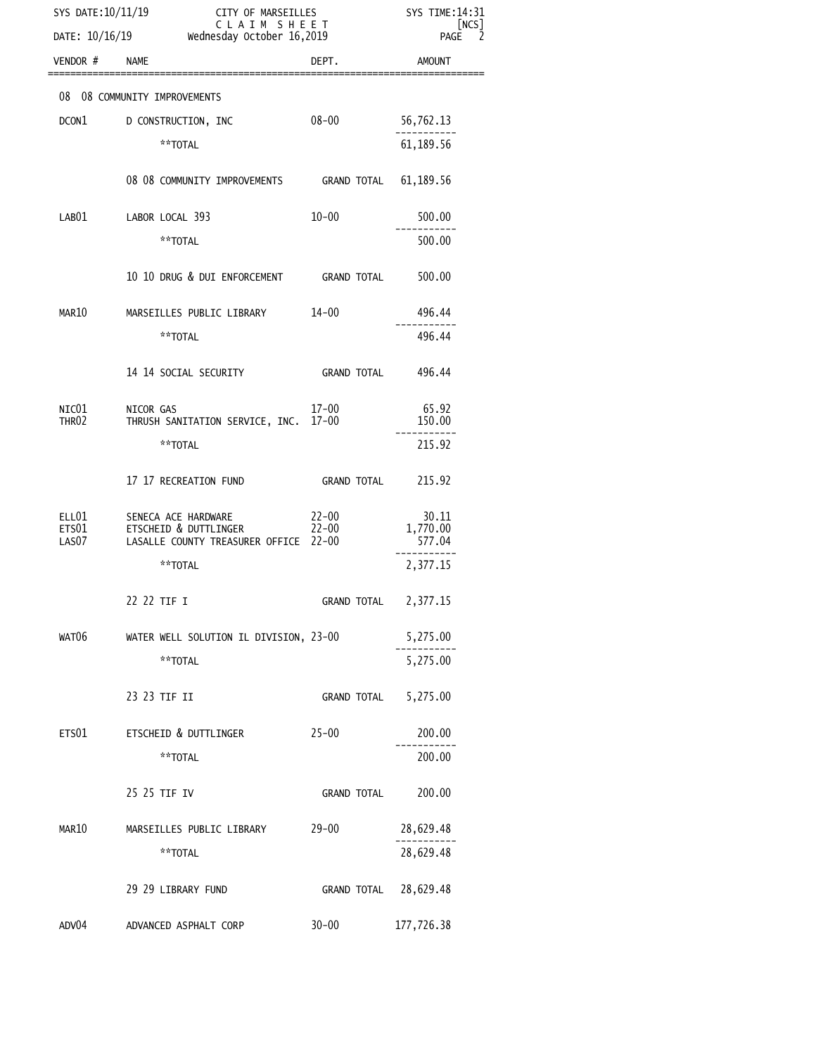SYS DATE:10/11/19 CITY OF MARSEILLES SYS TIME:14:31

CLAIM SHEET [NCS]

DATE: 10/16/19 Wednesday October 16,2019

| VENDOR # | NAME | DEPT. | AMOUNT |
|---|---|---|---|
| 08 | 08 COMMUNITY IMPROVEMENTS | | |
| DCON1 | D CONSTRUCTION, INC | 08-00 | 56,762.13 |
| | **TOTAL | | 61,189.56 |
| | 08 08 COMMUNITY IMPROVEMENTS | GRAND TOTAL | 61,189.56 |
| LAB01 | LABOR LOCAL 393 | 10-00 | 500.00 |
| | **TOTAL | | 500.00 |
| | 10 10 DRUG & DUI ENFORCEMENT | GRAND TOTAL | 500.00 |
| MAR10 | MARSEILLES PUBLIC LIBRARY | 14-00 | 496.44 |
| | **TOTAL | | 496.44 |
| | 14 14 SOCIAL SECURITY | GRAND TOTAL | 496.44 |
| NIC01 | NICOR GAS | 17-00 | 65.92 |
| THR02 | THRUSH SANITATION SERVICE, INC. | 17-00 | 150.00 |
| | **TOTAL | | 215.92 |
| | 17 17 RECREATION FUND | GRAND TOTAL | 215.92 |
| ELL01 | SENECA ACE HARDWARE | 22-00 | 30.11 |
| ETS01 | ETSCHEID & DUTTLINGER | 22-00 | 1,770.00 |
| LAS07 | LASALLE COUNTY TREASURER OFFICE | 22-00 | 577.04 |
| | **TOTAL | | 2,377.15 |
| | 22 22 TIF I | GRAND TOTAL | 2,377.15 |
| WAT06 | WATER WELL SOLUTION IL DIVISION, | 23-00 | 5,275.00 |
| | **TOTAL | | 5,275.00 |
| | 23 23 TIF II | GRAND TOTAL | 5,275.00 |
| ETS01 | ETSCHEID & DUTTLINGER | 25-00 | 200.00 |
| | **TOTAL | | 200.00 |
| | 25 25 TIF IV | GRAND TOTAL | 200.00 |
| MAR10 | MARSEILLES PUBLIC LIBRARY | 29-00 | 28,629.48 |
| | **TOTAL | | 28,629.48 |
| | 29 29 LIBRARY FUND | GRAND TOTAL | 28,629.48 |
| ADV04 | ADVANCED ASPHALT CORP | 30-00 | 177,726.38 |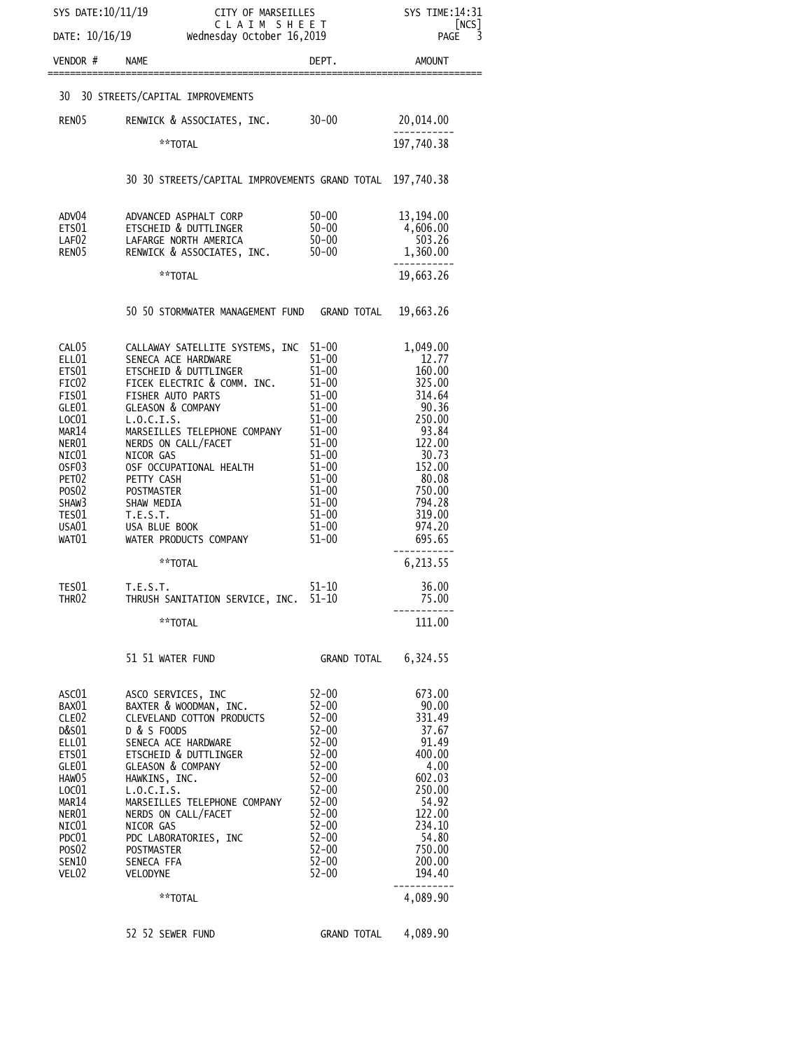SYS DATE:10/11/19 CITY OF MARSEILLES SYS TIME:14:31
C L A I M S H E E T [NCS]
DATE: 10/16/19 Wednesday October 16,2019

| VENDOR # | NAME | DEPT. | AMOUNT |
|---|---|---|---|
| | **30 30 STREETS/CAPITAL IMPROVEMENTS** | | |
| REN05 | RENWICK & ASSOCIATES, INC. | 30-00 | 20,014.00 |
| | **TOTAL | | 197,740.38 |
| | 30 30 STREETS/CAPITAL IMPROVEMENTS GRAND TOTAL | | 197,740.38 |
| ADV04 | ADVANCED ASPHALT CORP | 50-00 | 13,194.00 |
| ETS01 | ETSCHEID & DUTTLINGER | 50-00 | 4,606.00 |
| LAF02 | LAFARGE NORTH AMERICA | 50-00 | 503.26 |
| REN05 | RENWICK & ASSOCIATES, INC. | 50-00 | 1,360.00 |
| | **TOTAL | | 19,663.26 |
| | 50 50 STORMWATER MANAGEMENT FUND | GRAND TOTAL | 19,663.26 |
| CAL05 | CALLAWAY SATELLITE SYSTEMS, INC | 51-00 | 1,049.00 |
| ELL01 | SENECA ACE HARDWARE | 51-00 | 12.77 |
| ETS01 | ETSCHEID & DUTTLINGER | 51-00 | 160.00 |
| FIC02 | FICEK ELECTRIC & COMM. INC. | 51-00 | 325.00 |
| FIS01 | FISHER AUTO PARTS | 51-00 | 314.64 |
| GLE01 | GLEASON & COMPANY | 51-00 | 90.36 |
| LOC01 | L.O.C.I.S. | 51-00 | 250.00 |
| MAR14 | MARSEILLES TELEPHONE COMPANY | 51-00 | 93.84 |
| NER01 | NERDS ON CALL/FACET | 51-00 | 122.00 |
| NIC01 | NICOR GAS | 51-00 | 30.73 |
| OSF03 | OSF OCCUPATIONAL HEALTH | 51-00 | 152.00 |
| PET02 | PETTY CASH | 51-00 | 80.08 |
| POS02 | POSTMASTER | 51-00 | 750.00 |
| SHAW3 | SHAW MEDIA | 51-00 | 794.28 |
| TES01 | T.E.S.T. | 51-00 | 319.00 |
| USA01 | USA BLUE BOOK | 51-00 | 974.20 |
| WAT01 | WATER PRODUCTS COMPANY | 51-00 | 695.65 |
| | **TOTAL | | 6,213.55 |
| TES01 | T.E.S.T. | 51-10 | 36.00 |
| THR02 | THRUSH SANITATION SERVICE, INC. | 51-10 | 75.00 |
| | **TOTAL | | 111.00 |
| | 51 51 WATER FUND | GRAND TOTAL | 6,324.55 |
| ASC01 | ASCO SERVICES, INC | 52-00 | 673.00 |
| BAX01 | BAXTER & WOODMAN, INC. | 52-00 | 90.00 |
| CLE02 | CLEVELAND COTTON PRODUCTS | 52-00 | 331.49 |
| D&S01 | D & S FOODS | 52-00 | 37.67 |
| ELL01 | SENECA ACE HARDWARE | 52-00 | 91.49 |
| ETS01 | ETSCHEID & DUTTLINGER | 52-00 | 400.00 |
| GLE01 | GLEASON & COMPANY | 52-00 | 4.00 |
| HAW05 | HAWKINS, INC. | 52-00 | 602.03 |
| LOC01 | L.O.C.I.S. | 52-00 | 250.00 |
| MAR14 | MARSEILLES TELEPHONE COMPANY | 52-00 | 54.92 |
| NER01 | NERDS ON CALL/FACET | 52-00 | 122.00 |
| NIC01 | NICOR GAS | 52-00 | 234.10 |
| PDC01 | PDC LABORATORIES, INC | 52-00 | 54.80 |
| POS02 | POSTMASTER | 52-00 | 750.00 |
| SEN10 | SENECA FFA | 52-00 | 200.00 |
| VEL02 | VELODYNE | 52-00 | 194.40 |
| | **TOTAL | | 4,089.90 |
| | 52 52 SEWER FUND | GRAND TOTAL | 4,089.90 |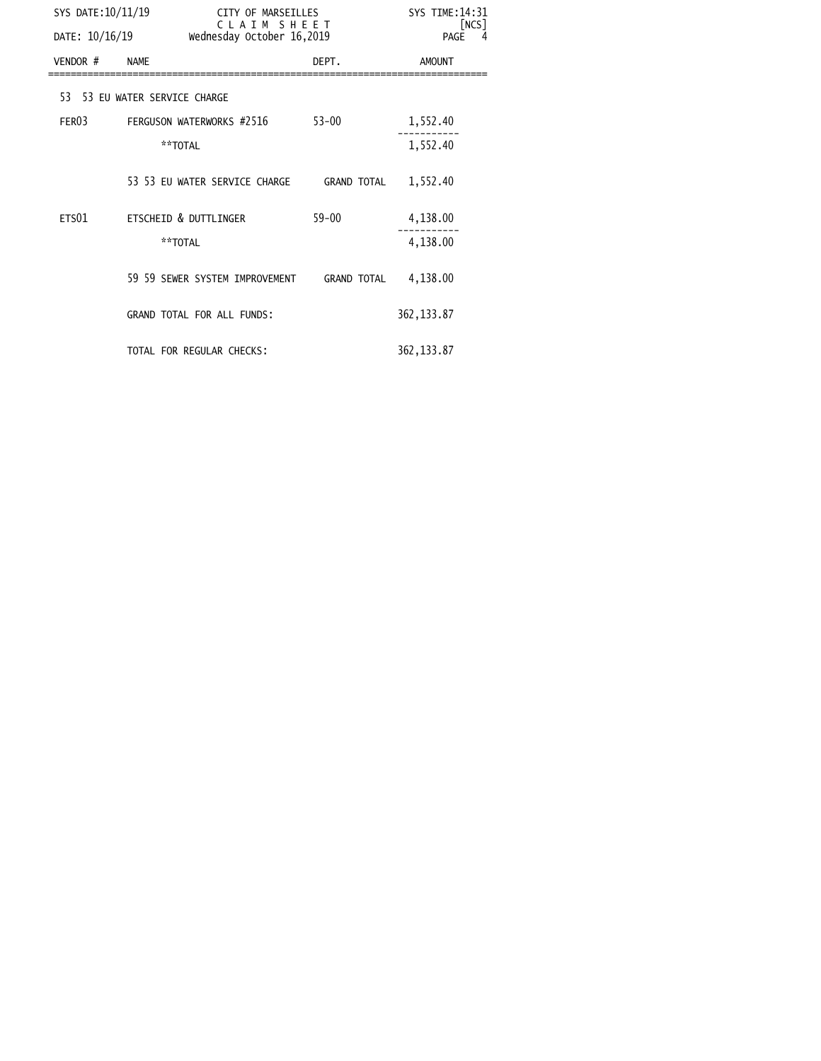SYS DATE:10/11/19 CITY OF MARSEILLES SYS TIME:14:31

C L A I M S H E E T [NCS]

DATE: 10/16/19 Wednesday October 16,2019

| VENDOR # | NAME | DEPT. | AMOUNT |
|---|---|---|---|
| 53 | 53 EU WATER SERVICE CHARGE | | |
| FER03 | FERGUSON WATERWORKS #2516 | 53-00 | 1,552.40 |
| | **TOTAL | | 1,552.40 |
| | 53 53 EU WATER SERVICE CHARGE | GRAND TOTAL | 1,552.40 |
| ETS01 | ETSCHEID & DUTTLINGER | 59-00 | 4,138.00 |
| | **TOTAL | | 4,138.00 |
| | 59 59 SEWER SYSTEM IMPROVEMENT | GRAND TOTAL | 4,138.00 |
| | GRAND TOTAL FOR ALL FUNDS: | | 362,133.87 |
| | TOTAL FOR REGULAR CHECKS: | | 362,133.87 |